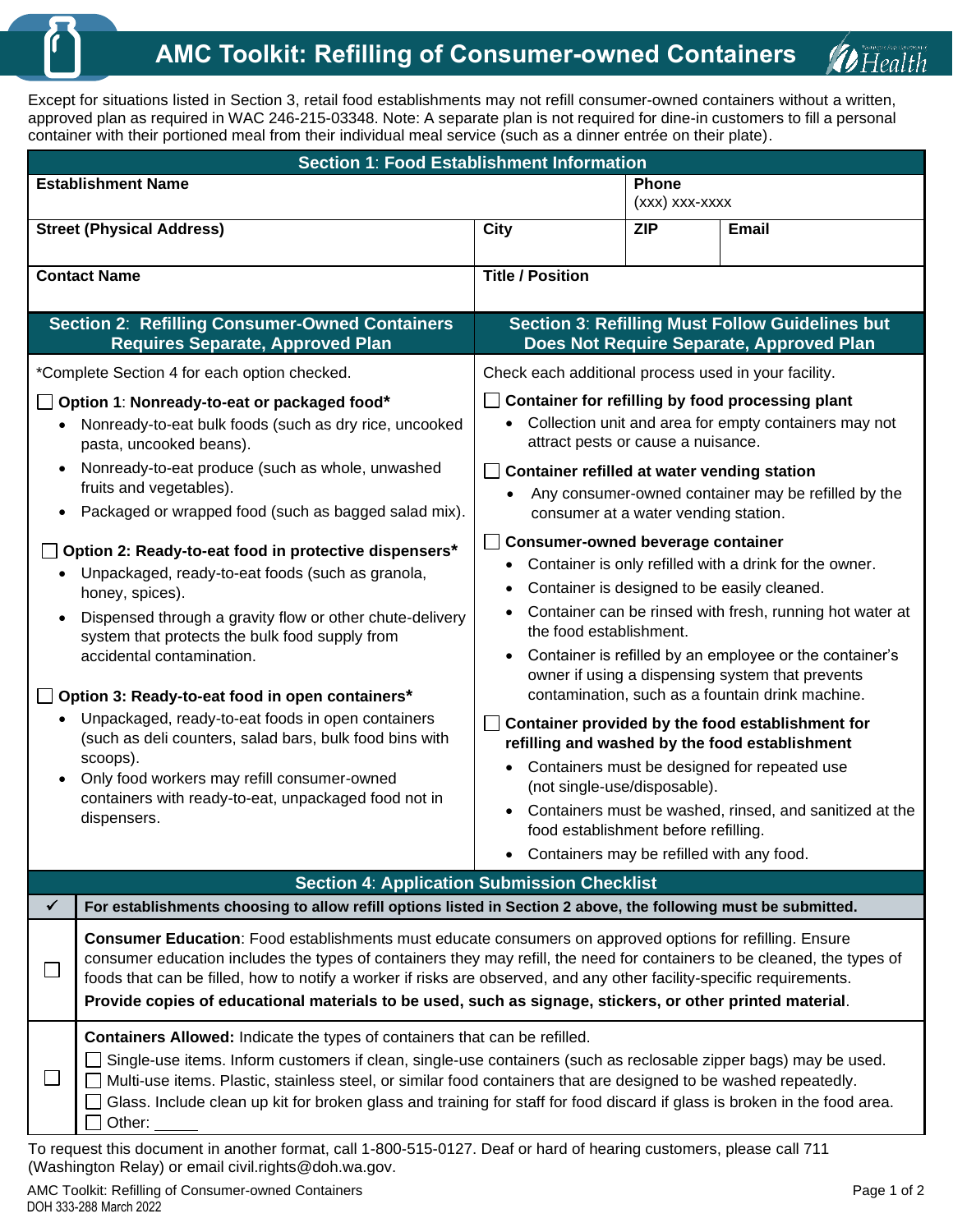# AMC Toolkit: Refilling of Consumer-owned Containers

Except for situations listed in Section 3, retail food establishments may not refill consumer-owned containers without a written, approved plan as required in WAC 246-215-03348. Note: A separate plan is not required for dine-in customers to fill a personal container with their portioned meal from their individual meal service (such as a dinner entrée on their plate).

## Section 1: Food Establishment Information

| **Establishment Name** | | **Phone** (xxx) xxx-xxxx | |
|---|---|---|---|
| **Street (Physical Address)** | **City** | **ZIP** | **Email** |
| **Contact Name** | **Title / Position** | | |

## Section 2: Refilling Consumer-Owned Containers Requires Separate, Approved Plan

*Complete Section 4 for each option checked.

☐ **Option 1: Nonready-to-eat or packaged food***

- Nonready-to-eat bulk foods (such as dry rice, uncooked pasta, uncooked beans).
- Nonready-to-eat produce (such as whole, unwashed fruits and vegetables).
- Packaged or wrapped food (such as bagged salad mix).

☐ **Option 2: Ready-to-eat food in protective dispensers***

- Unpackaged, ready-to-eat foods (such as granola, honey, spices).
- Dispensed through a gravity flow or other chute-delivery system that protects the bulk food supply from accidental contamination.

☐ **Option 3: Ready-to-eat food in open containers***

- Unpackaged, ready-to-eat foods in open containers (such as deli counters, salad bars, bulk food bins with scoops).
- Only food workers may refill consumer-owned containers with ready-to-eat, unpackaged food not in dispensers.

## Section 3: Refilling Must Follow Guidelines but Does Not Require Separate, Approved Plan

Check each additional process used in your facility.

☐ **Container for refilling by food processing plant**

- Collection unit and area for empty containers may not attract pests or cause a nuisance.

☐ **Container refilled at water vending station**

- Any consumer-owned container may be refilled by the consumer at a water vending station.

☐ **Consumer-owned beverage container**

- Container is only refilled with a drink for the owner.
- Container is designed to be easily cleaned.
- Container can be rinsed with fresh, running hot water at the food establishment.
- Container is refilled by an employee or the container's owner if using a dispensing system that prevents contamination, such as a fountain drink machine.

☐ **Container provided by the food establishment for refilling and washed by the food establishment**

- Containers must be designed for repeated use (not single-use/disposable).
- Containers must be washed, rinsed, and sanitized at the food establishment before refilling.
- Containers may be refilled with any food.

## Section 4: Application Submission Checklist

| ✓ | **For establishments choosing to allow refill options listed in Section 2 above, the following must be submitted.** |
|---|---|
| ☐ | **Consumer Education**: Food establishments must educate consumers on approved options for refilling. Ensure consumer education includes the types of containers they may refill, the need for containers to be cleaned, the types of foods that can be filled, how to notify a worker if risks are observed, and any other facility-specific requirements. **Provide copies of educational materials to be used, such as signage, stickers, or other printed material**. |
| ☐ | **Containers Allowed:** Indicate the types of containers that can be refilled.<br>☐ Single-use items. Inform customers if clean, single-use containers (such as reclosable zipper bags) may be used.<br>☐ Multi-use items. Plastic, stainless steel, or similar food containers that are designed to be washed repeatedly.<br>☐ Glass. Include clean up kit for broken glass and training for staff for food discard if glass is broken in the food area.<br>☐ Other: _____ |

To request this document in another format, call 1-800-515-0127. Deaf or hard of hearing customers, please call 711 (Washington Relay) or email civil.rights@doh.wa.gov.

DOH 333-288 March 2022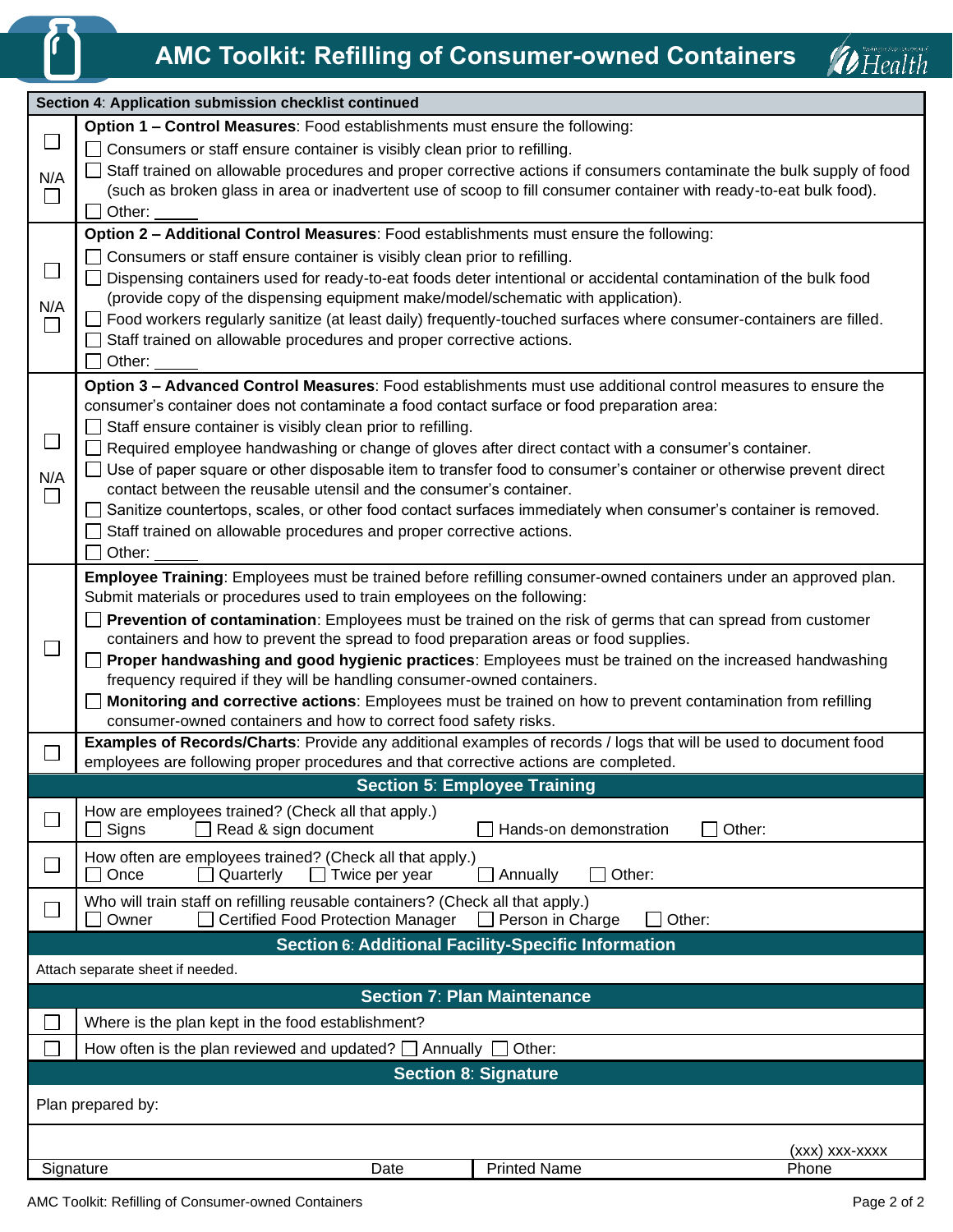# AMC Toolkit: Refilling of Consumer-owned Containers

| Section 4: Application submission checklist continued | |
|---|---|
| ☐ N/A ☐ | **Option 1 – Control Measures**: Food establishments must ensure the following:<br>☐ Consumers or staff ensure container is visibly clean prior to refilling.<br>☐ Staff trained on allowable procedures and proper corrective actions if consumers contaminate the bulk supply of food (such as broken glass in area or inadvertent use of scoop to fill consumer container with ready-to-eat bulk food).<br>☐ Other: _____ |
| ☐ N/A ☐ | **Option 2 – Additional Control Measures**: Food establishments must ensure the following:<br>☐ Consumers or staff ensure container is visibly clean prior to refilling.<br>☐ Dispensing containers used for ready-to-eat foods deter intentional or accidental contamination of the bulk food (provide copy of the dispensing equipment make/model/schematic with application).<br>☐ Food workers regularly sanitize (at least daily) frequently-touched surfaces where consumer-containers are filled.<br>☐ Staff trained on allowable procedures and proper corrective actions.<br>☐ Other: _____ |
| ☐ N/A ☐ | **Option 3 – Advanced Control Measures**: Food establishments must use additional control measures to ensure the consumer's container does not contaminate a food contact surface or food preparation area:<br>☐ Staff ensure container is visibly clean prior to refilling.<br>☐ Required employee handwashing or change of gloves after direct contact with a consumer's container.<br>☐ Use of paper square or other disposable item to transfer food to consumer's container or otherwise prevent direct contact between the reusable utensil and the consumer's container.<br>☐ Sanitize countertops, scales, or other food contact surfaces immediately when consumer's container is removed.<br>☐ Staff trained on allowable procedures and proper corrective actions.<br>☐ Other: _____ |
| ☐ | **Employee Training**: Employees must be trained before refilling consumer-owned containers under an approved plan. Submit materials or procedures used to train employees on the following:<br>☐ **Prevention of contamination**: Employees must be trained on the risk of germs that can spread from customer containers and how to prevent the spread to food preparation areas or food supplies.<br>☐ **Proper handwashing and good hygienic practices**: Employees must be trained on the increased handwashing frequency required if they will be handling consumer-owned containers.<br>☐ **Monitoring and corrective actions**: Employees must be trained on how to prevent contamination from refilling consumer-owned containers and how to correct food safety risks. |
| ☐ | **Examples of Records/Charts**: Provide any additional examples of records / logs that will be used to document food employees are following proper procedures and that corrective actions are completed. |

## Section 5: Employee Training

| | |
|---|---|
| ☐ | How are employees trained? (Check all that apply.)<br>☐ Signs ☐ Read & sign document ☐ Hands-on demonstration ☐ Other: |
| ☐ | How often are employees trained? (Check all that apply.)<br>☐ Once ☐ Quarterly ☐ Twice per year ☐ Annually ☐ Other: |
| ☐ | Who will train staff on refilling reusable containers? (Check all that apply.)<br>☐ Owner ☐ Certified Food Protection Manager ☐ Person in Charge ☐ Other: |

## Section 6: Additional Facility-Specific Information

Attach separate sheet if needed.

## Section 7: Plan Maintenance

| | |
|---|---|
| ☐ | Where is the plan kept in the food establishment? |
| ☐ | How often is the plan reviewed and updated? ☐ Annually ☐ Other: |

## Section 8: Signature

Plan prepared by:

| Signature | Date | Printed Name | Phone |
|---|---|---|---|
| | | | (xxx) xxx-xxxx |